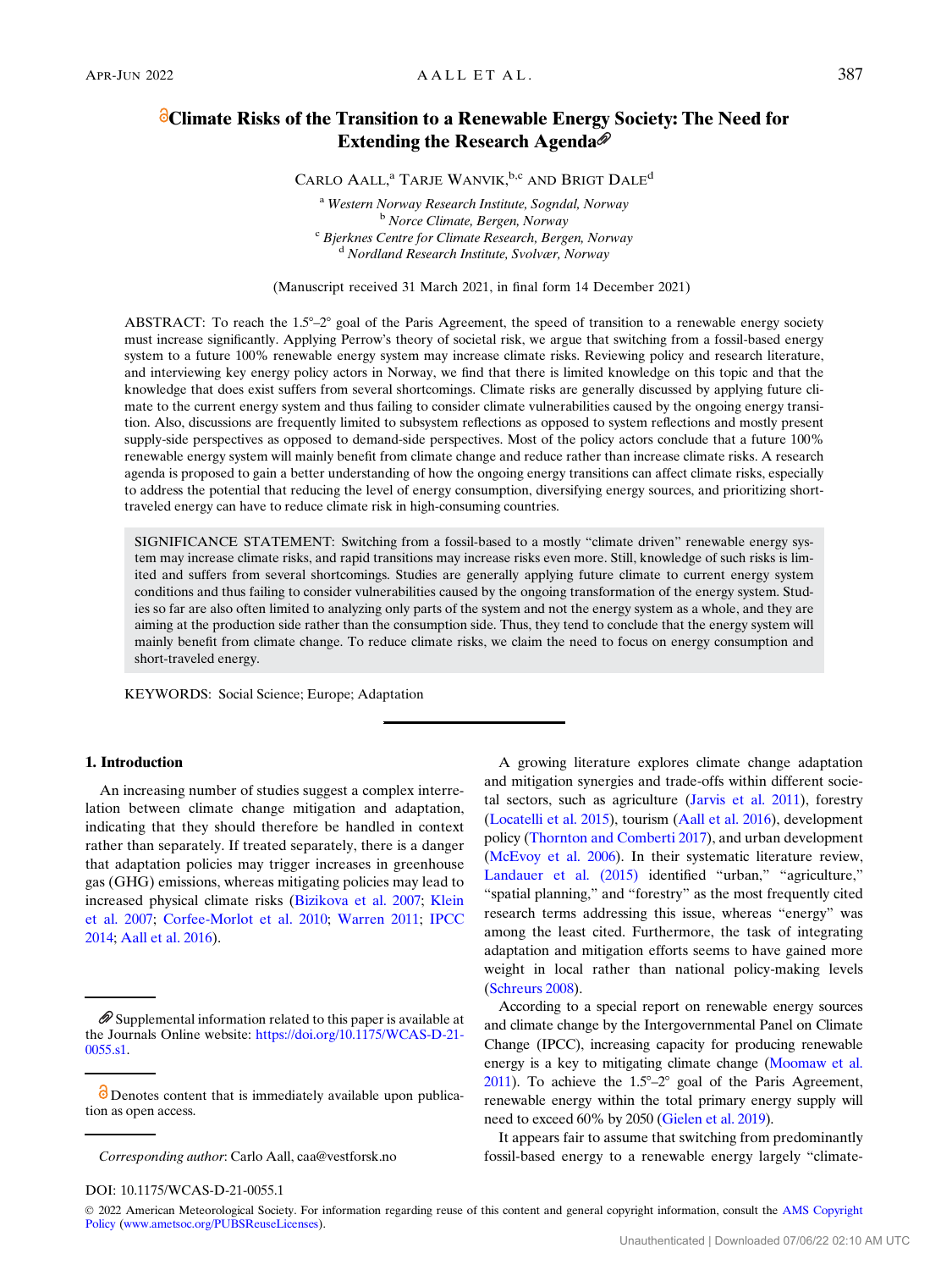# Climate Risks of the Transition to a Renewable Energy Society: The Need for Extending the Research Agenda

CARLO AALL,[a] TARJE WANVIK,[b,c] AND BRIGT DALE[d]

[a] *Western Norway Research Institute, Sogndal, Norway*
[b] *Norce Climate, Bergen, Norway*
[c] *Bjerknes Centre for Climate Research, Bergen, Norway*
[d] *Nordland Research Institute, Svolvær, Norway*

(Manuscript received 31 March 2021, in final form 14 December 2021)

ABSTRACT: To reach the 1.5°–2° goal of the Paris Agreement, the speed of transition to a renewable energy society must increase significantly. Applying Perrow's theory of societal risk, we argue that switching from a fossil-based energy system to a future 100% renewable energy system may increase climate risks. Reviewing policy and research literature, and interviewing key energy policy actors in Norway, we find that there is limited knowledge on this topic and that the knowledge that does exist suffers from several shortcomings. Climate risks are generally discussed by applying future climate to the current energy system and thus failing to consider climate vulnerabilities caused by the ongoing energy transition. Also, discussions are frequently limited to subsystem reflections as opposed to system reflections and mostly present supply-side perspectives as opposed to demand-side perspectives. Most of the policy actors conclude that a future 100% renewable energy system will mainly benefit from climate change and reduce rather than increase climate risks. A research agenda is proposed to gain a better understanding of how the ongoing energy transitions can affect climate risks, especially to address the potential that reducing the level of energy consumption, diversifying energy sources, and prioritizing short-traveled energy can have to reduce climate risk in high-consuming countries.

SIGNIFICANCE STATEMENT: Switching from a fossil-based to a mostly "climate driven" renewable energy system may increase climate risks, and rapid transitions may increase risks even more. Still, knowledge of such risks is limited and suffers from several shortcomings. Studies are generally applying future climate to current energy system conditions and thus failing to consider vulnerabilities caused by the ongoing transformation of the energy system. Studies so far are also often limited to analyzing only parts of the system and not the energy system as a whole, and they are aiming at the production side rather than the consumption side. Thus, they tend to conclude that the energy system will mainly benefit from climate change. To reduce climate risks, we claim the need to focus on energy consumption and short-traveled energy.

KEYWORDS: Social Science; Europe; Adaptation

## 1. Introduction

An increasing number of studies suggest a complex interrelation between climate change mitigation and adaptation, indicating that they should therefore be handled in context rather than separately. If treated separately, there is a danger that adaptation policies may trigger increases in greenhouse gas (GHG) emissions, whereas mitigating policies may lead to increased physical climate risks (Bizikova et al. 2007; Klein et al. 2007; Corfee-Morlot et al. 2010; Warren 2011; IPCC 2014; Aall et al. 2016).

A growing literature explores climate change adaptation and mitigation synergies and trade-offs within different societal sectors, such as agriculture (Jarvis et al. 2011), forestry (Locatelli et al. 2015), tourism (Aall et al. 2016), development policy (Thornton and Comberti 2017), and urban development (McEvoy et al. 2006). In their systematic literature review, Landauer et al. (2015) identified "urban," "agriculture," "spatial planning," and "forestry" as the most frequently cited research terms addressing this issue, whereas "energy" was among the least cited. Furthermore, the task of integrating adaptation and mitigation efforts seems to have gained more weight in local rather than national policy-making levels (Schreurs 2008).

According to a special report on renewable energy sources and climate change by the Intergovernmental Panel on Climate Change (IPCC), increasing capacity for producing renewable energy is a key to mitigating climate change (Moomaw et al. 2011). To achieve the 1.5°–2° goal of the Paris Agreement, renewable energy within the total primary energy supply will need to exceed 60% by 2050 (Gielen et al. 2019).

It appears fair to assume that switching from predominantly fossil-based energy to a renewable energy largely "climate-

Supplemental information related to this paper is available at the Journals Online website: https://doi.org/10.1175/WCAS-D-21-0055.s1.

Denotes content that is immediately available upon publication as open access.

*Corresponding author*: Carlo Aall, caa@vestforsk.no

DOI: 10.1175/WCAS-D-21-0055.1

© 2022 American Meteorological Society. For information regarding reuse of this content and general copyright information, consult the AMS Copyright Policy (www.ametsoc.org/PUBSReuseLicenses).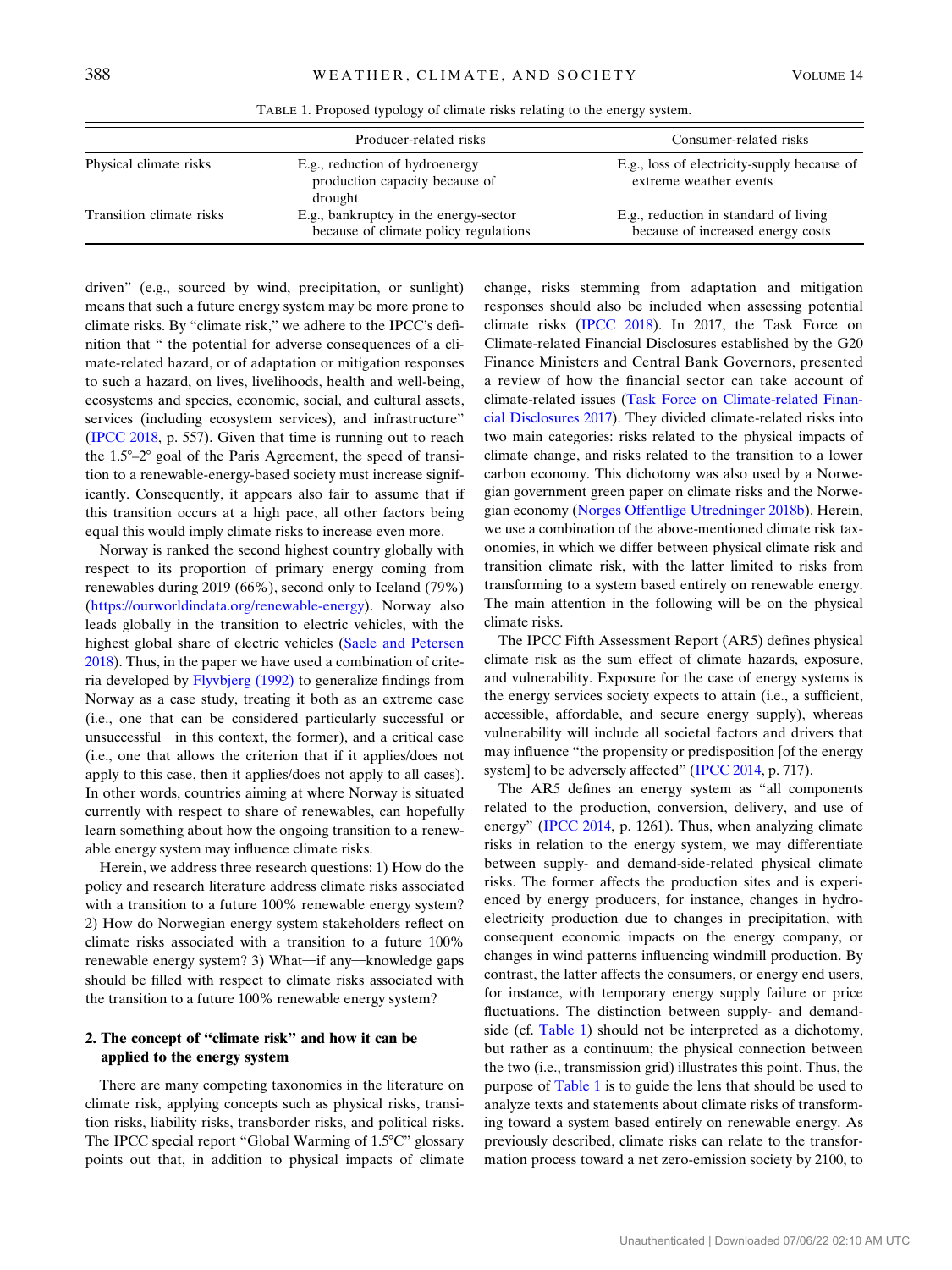TABLE 1. Proposed typology of climate risks relating to the energy system.

| | Producer-related risks | Consumer-related risks |
|---|---|---|
| Physical climate risks | E.g., reduction of hydroenergy production capacity because of drought | E.g., loss of electricity-supply because of extreme weather events |
| Transition climate risks | E.g., bankruptcy in the energy-sector because of climate policy regulations | E.g., reduction in standard of living because of increased energy costs |

driven" (e.g., sourced by wind, precipitation, or sunlight) means that such a future energy system may be more prone to climate risks. By "climate risk," we adhere to the IPCC's definition that " the potential for adverse consequences of a climate-related hazard, or of adaptation or mitigation responses to such a hazard, on lives, livelihoods, health and well-being, ecosystems and species, economic, social, and cultural assets, services (including ecosystem services), and infrastructure" (IPCC 2018, p. 557). Given that time is running out to reach the 1.5°–2° goal of the Paris Agreement, the speed of transition to a renewable-energy-based society must increase significantly. Consequently, it appears also fair to assume that if this transition occurs at a high pace, all other factors being equal this would imply climate risks to increase even more.

Norway is ranked the second highest country globally with respect to its proportion of primary energy coming from renewables during 2019 (66%), second only to Iceland (79%) (https://ourworldindata.org/renewable-energy). Norway also leads globally in the transition to electric vehicles, with the highest global share of electric vehicles (Saele and Petersen 2018). Thus, in the paper we have used a combination of criteria developed by Flyvbjerg (1992) to generalize findings from Norway as a case study, treating it both as an extreme case (i.e., one that can be considered particularly successful or unsuccessful—in this context, the former), and a critical case (i.e., one that allows the criterion that if it applies/does not apply to this case, then it applies/does not apply to all cases). In other words, countries aiming at where Norway is situated currently with respect to share of renewables, can hopefully learn something about how the ongoing transition to a renewable energy system may influence climate risks.

Herein, we address three research questions: 1) How do the policy and research literature address climate risks associated with a transition to a future 100% renewable energy system? 2) How do Norwegian energy system stakeholders reflect on climate risks associated with a transition to a future 100% renewable energy system? 3) What—if any—knowledge gaps should be filled with respect to climate risks associated with the transition to a future 100% renewable energy system?

## 2. The concept of "climate risk" and how it can be applied to the energy system

There are many competing taxonomies in the literature on climate risk, applying concepts such as physical risks, transition risks, liability risks, transborder risks, and political risks. The IPCC special report "Global Warming of 1.5°C" glossary points out that, in addition to physical impacts of climate change, risks stemming from adaptation and mitigation responses should also be included when assessing potential climate risks (IPCC 2018). In 2017, the Task Force on Climate-related Financial Disclosures established by the G20 Finance Ministers and Central Bank Governors, presented a review of how the financial sector can take account of climate-related issues (Task Force on Climate-related Financial Disclosures 2017). They divided climate-related risks into two main categories: risks related to the physical impacts of climate change, and risks related to the transition to a lower carbon economy. This dichotomy was also used by a Norwegian government green paper on climate risks and the Norwegian economy (Norges Offentlige Utredninger 2018b). Herein, we use a combination of the above-mentioned climate risk taxonomies, in which we differ between physical climate risk and transition climate risk, with the latter limited to risks from transforming to a system based entirely on renewable energy. The main attention in the following will be on the physical climate risks.

The IPCC Fifth Assessment Report (AR5) defines physical climate risk as the sum effect of climate hazards, exposure, and vulnerability. Exposure for the case of energy systems is the energy services society expects to attain (i.e., a sufficient, accessible, affordable, and secure energy supply), whereas vulnerability will include all societal factors and drivers that may influence "the propensity or predisposition [of the energy system] to be adversely affected" (IPCC 2014, p. 717).

The AR5 defines an energy system as "all components related to the production, conversion, delivery, and use of energy" (IPCC 2014, p. 1261). Thus, when analyzing climate risks in relation to the energy system, we may differentiate between supply- and demand-side-related physical climate risks. The former affects the production sites and is experienced by energy producers, for instance, changes in hydroelectricity production due to changes in precipitation, with consequent economic impacts on the energy company, or changes in wind patterns influencing windmill production. By contrast, the latter affects the consumers, or energy end users, for instance, with temporary energy supply failure or price fluctuations. The distinction between supply- and demand-side (cf. Table 1) should not be interpreted as a dichotomy, but rather as a continuum; the physical connection between the two (i.e., transmission grid) illustrates this point. Thus, the purpose of Table 1 is to guide the lens that should be used to analyze texts and statements about climate risks of transforming toward a system based entirely on renewable energy. As previously described, climate risks can relate to the transformation process toward a net zero-emission society by 2100, to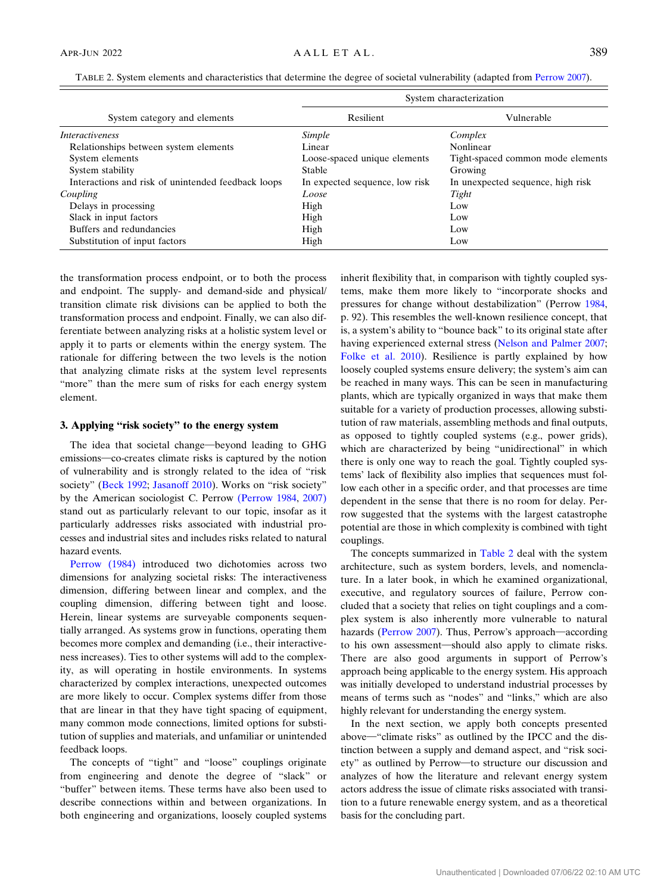TABLE 2. System elements and characteristics that determine the degree of societal vulnerability (adapted from Perrow 2007).

| System category and elements | System characterization | |
|---|---|---|
| | Resilient | Vulnerable |
| *Interactiveness* | *Simple* | *Complex* |
| Relationships between system elements | Linear | Nonlinear |
| System elements | Loose-spaced unique elements | Tight-spaced common mode elements |
| System stability | Stable | Growing |
| Interactions and risk of unintended feedback loops | In expected sequence, low risk | In unexpected sequence, high risk |
| *Coupling* | *Loose* | *Tight* |
| Delays in processing | High | Low |
| Slack in input factors | High | Low |
| Buffers and redundancies | High | Low |
| Substitution of input factors | High | Low |

the transformation process endpoint, or to both the process and endpoint. The supply- and demand-side and physical/transition climate risk divisions can be applied to both the transformation process and endpoint. Finally, we can also differentiate between analyzing risks at a holistic system level or apply it to parts or elements within the energy system. The rationale for differing between the two levels is the notion that analyzing climate risks at the system level represents "more" than the mere sum of risks for each energy system element.

### 3. Applying "risk society" to the energy system

The idea that societal change—beyond leading to GHG emissions—co-creates climate risks is captured by the notion of vulnerability and is strongly related to the idea of "risk society" (Beck 1992; Jasanoff 2010). Works on "risk society" by the American sociologist C. Perrow (Perrow 1984, 2007) stand out as particularly relevant to our topic, insofar as it particularly addresses risks associated with industrial processes and industrial sites and includes risks related to natural hazard events.

Perrow (1984) introduced two dichotomies across two dimensions for analyzing societal risks: The interactiveness dimension, differing between linear and complex, and the coupling dimension, differing between tight and loose. Herein, linear systems are surveyable components sequentially arranged. As systems grow in functions, operating them becomes more complex and demanding (i.e., their interactiveness increases). Ties to other systems will add to the complexity, as will operating in hostile environments. In systems characterized by complex interactions, unexpected outcomes are more likely to occur. Complex systems differ from those that are linear in that they have tight spacing of equipment, many common mode connections, limited options for substitution of supplies and materials, and unfamiliar or unintended feedback loops.

The concepts of "tight" and "loose" couplings originate from engineering and denote the degree of "slack" or "buffer" between items. These terms have also been used to describe connections within and between organizations. In both engineering and organizations, loosely coupled systems inherit flexibility that, in comparison with tightly coupled systems, make them more likely to "incorporate shocks and pressures for change without destabilization" (Perrow 1984, p. 92). This resembles the well-known resilience concept, that is, a system's ability to "bounce back" to its original state after having experienced external stress (Nelson and Palmer 2007; Folke et al. 2010). Resilience is partly explained by how loosely coupled systems ensure delivery; the system's aim can be reached in many ways. This can be seen in manufacturing plants, which are typically organized in ways that make them suitable for a variety of production processes, allowing substitution of raw materials, assembling methods and final outputs, as opposed to tightly coupled systems (e.g., power grids), which are characterized by being "unidirectional" in which there is only one way to reach the goal. Tightly coupled systems' lack of flexibility also implies that sequences must follow each other in a specific order, and that processes are time dependent in the sense that there is no room for delay. Perrow suggested that the systems with the largest catastrophe potential are those in which complexity is combined with tight couplings.

The concepts summarized in Table 2 deal with the system architecture, such as system borders, levels, and nomenclature. In a later book, in which he examined organizational, executive, and regulatory sources of failure, Perrow concluded that a society that relies on tight couplings and a complex system is also inherently more vulnerable to natural hazards (Perrow 2007). Thus, Perrow's approach—according to his own assessment—should also apply to climate risks. There are also good arguments in support of Perrow's approach being applicable to the energy system. His approach was initially developed to understand industrial processes by means of terms such as "nodes" and "links," which are also highly relevant for understanding the energy system.

In the next section, we apply both concepts presented above—"climate risks" as outlined by the IPCC and the distinction between a supply and demand aspect, and "risk society" as outlined by Perrow—to structure our discussion and analyzes of how the literature and relevant energy system actors address the issue of climate risks associated with transition to a future renewable energy system, and as a theoretical basis for the concluding part.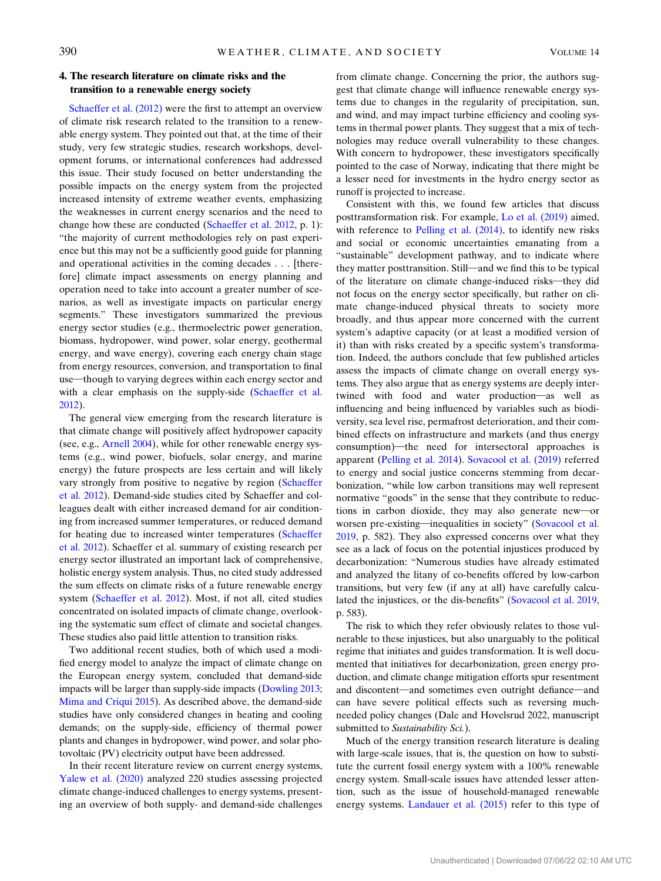## 4. The research literature on climate risks and the transition to a renewable energy society

Schaeffer et al. (2012) were the first to attempt an overview of climate risk research related to the transition to a renewable energy system. They pointed out that, at the time of their study, very few strategic studies, research workshops, development forums, or international conferences had addressed this issue. Their study focused on better understanding the possible impacts on the energy system from the projected increased intensity of extreme weather events, emphasizing the weaknesses in current energy scenarios and the need to change how these are conducted (Schaeffer et al. 2012, p. 1): "the majority of current methodologies rely on past experience but this may not be a sufficiently good guide for planning and operational activities in the coming decades . . . [therefore] climate impact assessments on energy planning and operation need to take into account a greater number of scenarios, as well as investigate impacts on particular energy segments." These investigators summarized the previous energy sector studies (e.g., thermoelectric power generation, biomass, hydropower, wind power, solar energy, geothermal energy, and wave energy), covering each energy chain stage from energy resources, conversion, and transportation to final use—though to varying degrees within each energy sector and with a clear emphasis on the supply-side (Schaeffer et al. 2012).

The general view emerging from the research literature is that climate change will positively affect hydropower capacity (see, e.g., Arnell 2004), while for other renewable energy systems (e.g., wind power, biofuels, solar energy, and marine energy) the future prospects are less certain and will likely vary strongly from positive to negative by region (Schaeffer et al. 2012). Demand-side studies cited by Schaeffer and colleagues dealt with either increased demand for air conditioning from increased summer temperatures, or reduced demand for heating due to increased winter temperatures (Schaeffer et al. 2012). Schaeffer et al. summary of existing research per energy sector illustrated an important lack of comprehensive, holistic energy system analysis. Thus, no cited study addressed the sum effects on climate risks of a future renewable energy system (Schaeffer et al. 2012). Most, if not all, cited studies concentrated on isolated impacts of climate change, overlooking the systematic sum effect of climate and societal changes. These studies also paid little attention to transition risks.

Two additional recent studies, both of which used a modified energy model to analyze the impact of climate change on the European energy system, concluded that demand-side impacts will be larger than supply-side impacts (Dowling 2013; Mima and Criqui 2015). As described above, the demand-side studies have only considered changes in heating and cooling demands; on the supply-side, efficiency of thermal power plants and changes in hydropower, wind power, and solar photovoltaic (PV) electricity output have been addressed.

In their recent literature review on current energy systems, Yalew et al. (2020) analyzed 220 studies assessing projected climate change-induced challenges to energy systems, presenting an overview of both supply- and demand-side challenges from climate change. Concerning the prior, the authors suggest that climate change will influence renewable energy systems due to changes in the regularity of precipitation, sun, and wind, and may impact turbine efficiency and cooling systems in thermal power plants. They suggest that a mix of technologies may reduce overall vulnerability to these changes. With concern to hydropower, these investigators specifically pointed to the case of Norway, indicating that there might be a lesser need for investments in the hydro energy sector as runoff is projected to increase.

Consistent with this, we found few articles that discuss posttransformation risk. For example, Lo et al. (2019) aimed, with reference to Pelling et al. (2014), to identify new risks and social or economic uncertainties emanating from a "sustainable" development pathway, and to indicate where they matter posttransition. Still—and we find this to be typical of the literature on climate change-induced risks—they did not focus on the energy sector specifically, but rather on climate change-induced physical threats to society more broadly, and thus appear more concerned with the current system's adaptive capacity (or at least a modified version of it) than with risks created by a specific system's transformation. Indeed, the authors conclude that few published articles assess the impacts of climate change on overall energy systems. They also argue that as energy systems are deeply intertwined with food and water production—as well as influencing and being influenced by variables such as biodiversity, sea level rise, permafrost deterioration, and their combined effects on infrastructure and markets (and thus energy consumption)—the need for intersectoral approaches is apparent (Pelling et al. 2014). Sovacool et al. (2019) referred to energy and social justice concerns stemming from decarbonization, "while low carbon transitions may well represent normative "goods" in the sense that they contribute to reductions in carbon dioxide, they may also generate new—or worsen pre-existing—inequalities in society" (Sovacool et al. 2019, p. 582). They also expressed concerns over what they see as a lack of focus on the potential injustices produced by decarbonization: "Numerous studies have already estimated and analyzed the litany of co-benefits offered by low-carbon transitions, but very few (if any at all) have carefully calculated the injustices, or the dis-benefits" (Sovacool et al. 2019, p. 583).

The risk to which they refer obviously relates to those vulnerable to these injustices, but also unarguably to the political regime that initiates and guides transformation. It is well documented that initiatives for decarbonization, green energy production, and climate change mitigation efforts spur resentment and discontent—and sometimes even outright defiance—and can have severe political effects such as reversing much-needed policy changes (Dale and Hovelsrud 2022, manuscript submitted to *Sustainability Sci.*).

Much of the energy transition research literature is dealing with large-scale issues, that is, the question on how to substitute the current fossil energy system with a 100% renewable energy system. Small-scale issues have attended lesser attention, such as the issue of household-managed renewable energy systems. Landauer et al. (2015) refer to this type of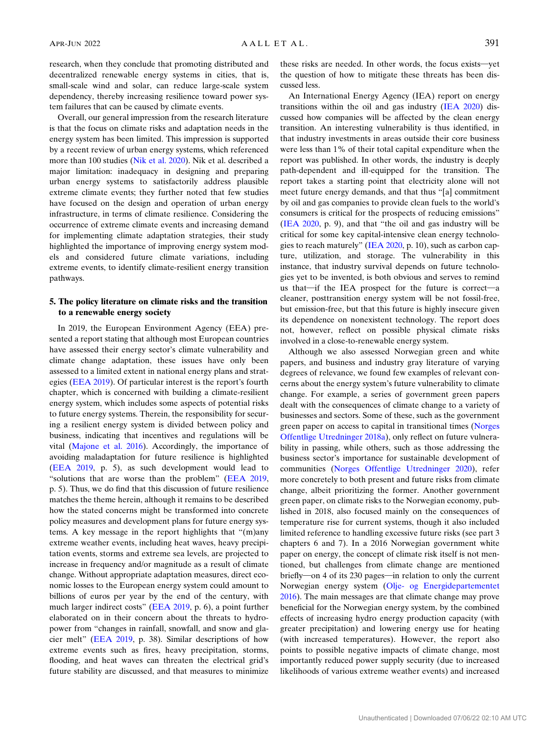research, when they conclude that promoting distributed and decentralized renewable energy systems in cities, that is, small-scale wind and solar, can reduce large-scale system dependency, thereby increasing resilience toward power system failures that can be caused by climate events.

Overall, our general impression from the research literature is that the focus on climate risks and adaptation needs in the energy system has been limited. This impression is supported by a recent review of urban energy systems, which referenced more than 100 studies (Nik et al. 2020). Nik et al. described a major limitation: inadequacy in designing and preparing urban energy systems to satisfactorily address plausible extreme climate events; they further noted that few studies have focused on the design and operation of urban energy infrastructure, in terms of climate resilience. Considering the occurrence of extreme climate events and increasing demand for implementing climate adaptation strategies, their study highlighted the importance of improving energy system models and considered future climate variations, including extreme events, to identify climate-resilient energy transition pathways.

## 5. The policy literature on climate risks and the transition to a renewable energy society

In 2019, the European Environment Agency (EEA) presented a report stating that although most European countries have assessed their energy sector's climate vulnerability and climate change adaptation, these issues have only been assessed to a limited extent in national energy plans and strategies (EEA 2019). Of particular interest is the report's fourth chapter, which is concerned with building a climate-resilient energy system, which includes some aspects of potential risks to future energy systems. Therein, the responsibility for securing a resilient energy system is divided between policy and business, indicating that incentives and regulations will be vital (Majone et al. 2016). Accordingly, the importance of avoiding maladaptation for future resilience is highlighted (EEA 2019, p. 5), as such development would lead to "solutions that are worse than the problem" (EEA 2019, p. 5). Thus, we do find that this discussion of future resilience matches the theme herein, although it remains to be described how the stated concerns might be transformed into concrete policy measures and development plans for future energy systems. A key message in the report highlights that "(m)any extreme weather events, including heat waves, heavy precipitation events, storms and extreme sea levels, are projected to increase in frequency and/or magnitude as a result of climate change. Without appropriate adaptation measures, direct economic losses to the European energy system could amount to billions of euros per year by the end of the century, with much larger indirect costs" (EEA 2019, p. 6), a point further elaborated on in their concern about the threats to hydropower from "changes in rainfall, snowfall, and snow and glacier melt" (EEA 2019, p. 38). Similar descriptions of how extreme events such as fires, heavy precipitation, storms, flooding, and heat waves can threaten the electrical grid's future stability are discussed, and that measures to minimize these risks are needed. In other words, the focus exists—yet the question of how to mitigate these threats has been discussed less.

An International Energy Agency (IEA) report on energy transitions within the oil and gas industry (IEA 2020) discussed how companies will be affected by the clean energy transition. An interesting vulnerability is thus identified, in that industry investments in areas outside their core business were less than 1% of their total capital expenditure when the report was published. In other words, the industry is deeply path-dependent and ill-equipped for the transition. The report takes a starting point that electricity alone will not meet future energy demands, and that thus "[a] commitment by oil and gas companies to provide clean fuels to the world's consumers is critical for the prospects of reducing emissions" (IEA 2020, p. 9), and that "the oil and gas industry will be critical for some key capital-intensive clean energy technologies to reach maturely" (IEA 2020, p. 10), such as carbon capture, utilization, and storage. The vulnerability in this instance, that industry survival depends on future technologies yet to be invented, is both obvious and serves to remind us that—if the IEA prospect for the future is correct—a cleaner, posttransition energy system will be not fossil-free, but emission-free, but that this future is highly insecure given its dependence on nonexistent technology. The report does not, however, reflect on possible physical climate risks involved in a close-to-renewable energy system.

Although we also assessed Norwegian green and white papers, and business and industry gray literature of varying degrees of relevance, we found few examples of relevant concerns about the energy system's future vulnerability to climate change. For example, a series of government green papers dealt with the consequences of climate change to a variety of businesses and sectors. Some of these, such as the government green paper on access to capital in transitional times (Norges Offentlige Utredninger 2018a), only reflect on future vulnerability in passing, while others, such as those addressing the business sector's importance for sustainable development of communities (Norges Offentlige Utredninger 2020), refer more concretely to both present and future risks from climate change, albeit prioritizing the former. Another government green paper, on climate risks to the Norwegian economy, published in 2018, also focused mainly on the consequences of temperature rise for current systems, though it also included limited reference to handling excessive future risks (see part 3 chapters 6 and 7). In a 2016 Norwegian government white paper on energy, the concept of climate risk itself is not mentioned, but challenges from climate change are mentioned briefly—on 4 of its 230 pages—in relation to only the current Norwegian energy system (Olje- og Energidepartementet 2016). The main messages are that climate change may prove beneficial for the Norwegian energy system, by the combined effects of increasing hydro energy production capacity (with greater precipitation) and lowering energy use for heating (with increased temperatures). However, the report also points to possible negative impacts of climate change, most importantly reduced power supply security (due to increased likelihoods of various extreme weather events) and increased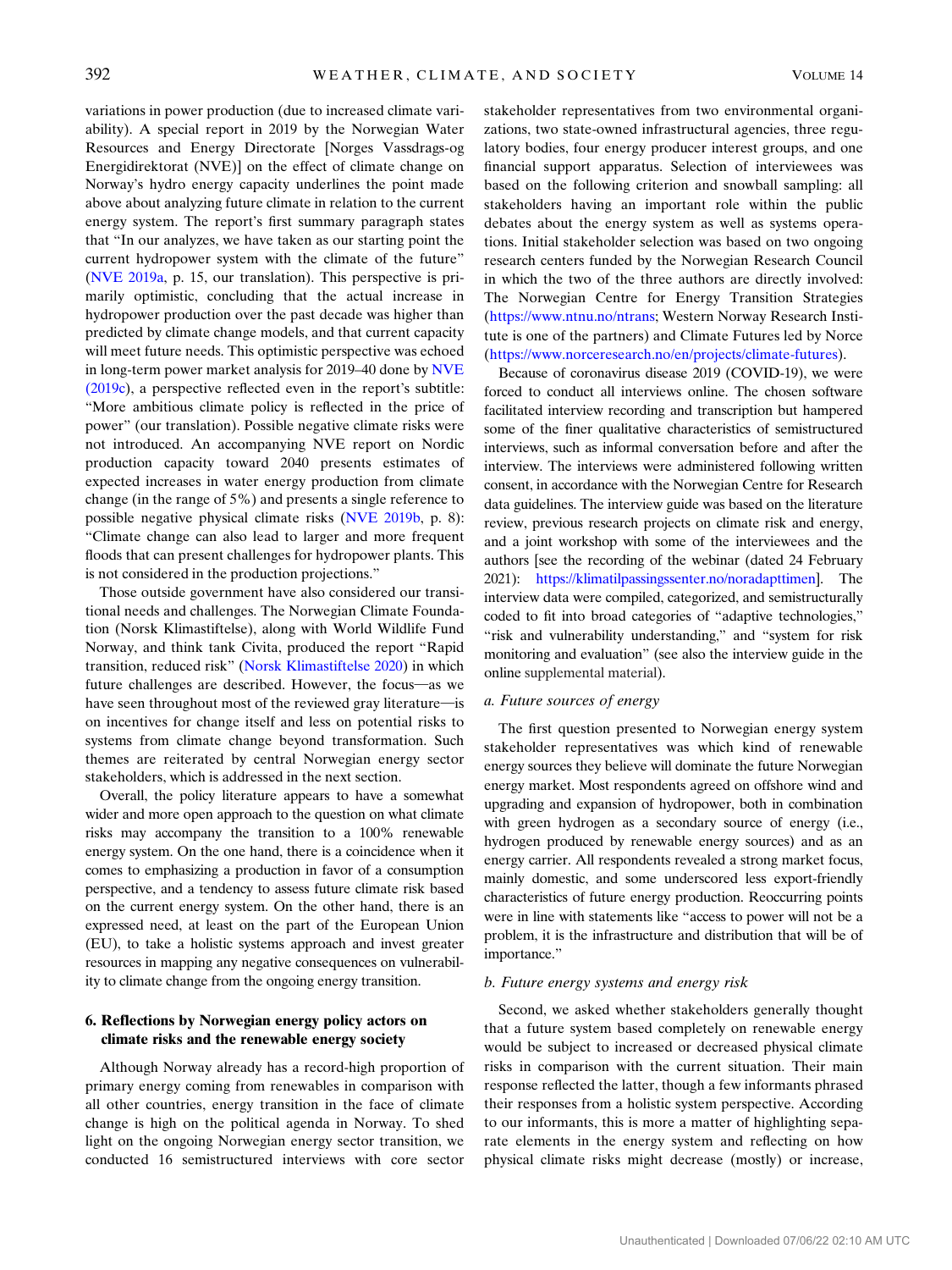variations in power production (due to increased climate variability). A special report in 2019 by the Norwegian Water Resources and Energy Directorate [Norges Vassdrags-og Energidirektorat (NVE)] on the effect of climate change on Norway's hydro energy capacity underlines the point made above about analyzing future climate in relation to the current energy system. The report's first summary paragraph states that "In our analyzes, we have taken as our starting point the current hydropower system with the climate of the future" (NVE 2019a, p. 15, our translation). This perspective is primarily optimistic, concluding that the actual increase in hydropower production over the past decade was higher than predicted by climate change models, and that current capacity will meet future needs. This optimistic perspective was echoed in long-term power market analysis for 2019–40 done by NVE (2019c), a perspective reflected even in the report's subtitle: "More ambitious climate policy is reflected in the price of power" (our translation). Possible negative climate risks were not introduced. An accompanying NVE report on Nordic production capacity toward 2040 presents estimates of expected increases in water energy production from climate change (in the range of 5%) and presents a single reference to possible negative physical climate risks (NVE 2019b, p. 8): "Climate change can also lead to larger and more frequent floods that can present challenges for hydropower plants. This is not considered in the production projections."

Those outside government have also considered our transitional needs and challenges. The Norwegian Climate Foundation (Norsk Klimastiftelse), along with World Wildlife Fund Norway, and think tank Civita, produced the report "Rapid transition, reduced risk" (Norsk Klimastiftelse 2020) in which future challenges are described. However, the focus—as we have seen throughout most of the reviewed gray literature—is on incentives for change itself and less on potential risks to systems from climate change beyond transformation. Such themes are reiterated by central Norwegian energy sector stakeholders, which is addressed in the next section.

Overall, the policy literature appears to have a somewhat wider and more open approach to the question on what climate risks may accompany the transition to a 100% renewable energy system. On the one hand, there is a coincidence when it comes to emphasizing a production in favor of a consumption perspective, and a tendency to assess future climate risk based on the current energy system. On the other hand, there is an expressed need, at least on the part of the European Union (EU), to take a holistic systems approach and invest greater resources in mapping any negative consequences on vulnerability to climate change from the ongoing energy transition.

## 6. Reflections by Norwegian energy policy actors on climate risks and the renewable energy society

Although Norway already has a record-high proportion of primary energy coming from renewables in comparison with all other countries, energy transition in the face of climate change is high on the political agenda in Norway. To shed light on the ongoing Norwegian energy sector transition, we conducted 16 semistructured interviews with core sector stakeholder representatives from two environmental organizations, two state-owned infrastructural agencies, three regulatory bodies, four energy producer interest groups, and one financial support apparatus. Selection of interviewees was based on the following criterion and snowball sampling: all stakeholders having an important role within the public debates about the energy system as well as systems operations. Initial stakeholder selection was based on two ongoing research centers funded by the Norwegian Research Council in which the two of the three authors are directly involved: The Norwegian Centre for Energy Transition Strategies (https://www.ntnu.no/ntrans; Western Norway Research Institute is one of the partners) and Climate Futures led by Norce (https://www.norceresearch.no/en/projects/climate-futures).

Because of coronavirus disease 2019 (COVID-19), we were forced to conduct all interviews online. The chosen software facilitated interview recording and transcription but hampered some of the finer qualitative characteristics of semistructured interviews, such as informal conversation before and after the interview. The interviews were administered following written consent, in accordance with the Norwegian Centre for Research data guidelines. The interview guide was based on the literature review, previous research projects on climate risk and energy, and a joint workshop with some of the interviewees and the authors [see the recording of the webinar (dated 24 February 2021): https://klimatilpassingssenter.no/noradapttimen]. The interview data were compiled, categorized, and semistructurally coded to fit into broad categories of "adaptive technologies," "risk and vulnerability understanding," and "system for risk monitoring and evaluation" (see also the interview guide in the online supplemental material).

### a. Future sources of energy

The first question presented to Norwegian energy system stakeholder representatives was which kind of renewable energy sources they believe will dominate the future Norwegian energy market. Most respondents agreed on offshore wind and upgrading and expansion of hydropower, both in combination with green hydrogen as a secondary source of energy (i.e., hydrogen produced by renewable energy sources) and as an energy carrier. All respondents revealed a strong market focus, mainly domestic, and some underscored less export-friendly characteristics of future energy production. Reoccurring points were in line with statements like "access to power will not be a problem, it is the infrastructure and distribution that will be of importance."

### b. Future energy systems and energy risk

Second, we asked whether stakeholders generally thought that a future system based completely on renewable energy would be subject to increased or decreased physical climate risks in comparison with the current situation. Their main response reflected the latter, though a few informants phrased their responses from a holistic system perspective. According to our informants, this is more a matter of highlighting separate elements in the energy system and reflecting on how physical climate risks might decrease (mostly) or increase,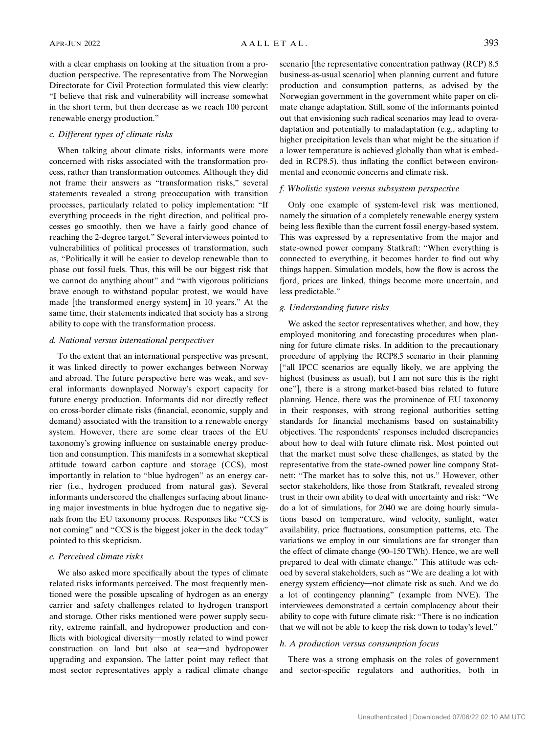with a clear emphasis on looking at the situation from a production perspective. The representative from The Norwegian Directorate for Civil Protection formulated this view clearly: "I believe that risk and vulnerability will increase somewhat in the short term, but then decrease as we reach 100 percent renewable energy production."

### c. Different types of climate risks

When talking about climate risks, informants were more concerned with risks associated with the transformation process, rather than transformation outcomes. Although they did not frame their answers as "transformation risks," several statements revealed a strong preoccupation with transition processes, particularly related to policy implementation: "If everything proceeds in the right direction, and political processes go smoothly, then we have a fairly good chance of reaching the 2-degree target." Several interviewees pointed to vulnerabilities of political processes of transformation, such as, "Politically it will be easier to develop renewable than to phase out fossil fuels. Thus, this will be our biggest risk that we cannot do anything about" and "with vigorous politicians brave enough to withstand popular protest, we would have made [the transformed energy system] in 10 years." At the same time, their statements indicated that society has a strong ability to cope with the transformation process.

### d. National versus international perspectives

To the extent that an international perspective was present, it was linked directly to power exchanges between Norway and abroad. The future perspective here was weak, and several informants downplayed Norway's export capacity for future energy production. Informants did not directly reflect on cross-border climate risks (financial, economic, supply and demand) associated with the transition to a renewable energy system. However, there are some clear traces of the EU taxonomy's growing influence on sustainable energy production and consumption. This manifests in a somewhat skeptical attitude toward carbon capture and storage (CCS), most importantly in relation to "blue hydrogen" as an energy carrier (i.e., hydrogen produced from natural gas). Several informants underscored the challenges surfacing about financing major investments in blue hydrogen due to negative signals from the EU taxonomy process. Responses like "CCS is not coming" and "CCS is the biggest joker in the deck today" pointed to this skepticism.

### e. Perceived climate risks

We also asked more specifically about the types of climate related risks informants perceived. The most frequently mentioned were the possible upscaling of hydrogen as an energy carrier and safety challenges related to hydrogen transport and storage. Other risks mentioned were power supply security, extreme rainfall, and hydropower production and conflicts with biological diversity—mostly related to wind power construction on land but also at sea—and hydropower upgrading and expansion. The latter point may reflect that most sector representatives apply a radical climate change scenario [the representative concentration pathway (RCP) 8.5 business-as-usual scenario] when planning current and future production and consumption patterns, as advised by the Norwegian government in the government white paper on climate change adaptation. Still, some of the informants pointed out that envisioning such radical scenarios may lead to overadaptation and potentially to maladaptation (e.g., adapting to higher precipitation levels than what might be the situation if a lower temperature is achieved globally than what is embedded in RCP8.5), thus inflating the conflict between environmental and economic concerns and climate risk.

### f. Wholistic system versus subsystem perspective

Only one example of system-level risk was mentioned, namely the situation of a completely renewable energy system being less flexible than the current fossil energy-based system. This was expressed by a representative from the major and state-owned power company Statkraft: "When everything is connected to everything, it becomes harder to find out why things happen. Simulation models, how the flow is across the fjord, prices are linked, things become more uncertain, and less predictable."

### g. Understanding future risks

We asked the sector representatives whether, and how, they employed monitoring and forecasting procedures when planning for future climate risks. In addition to the precautionary procedure of applying the RCP8.5 scenario in their planning ["all IPCC scenarios are equally likely, we are applying the highest (business as usual), but I am not sure this is the right one"], there is a strong market-based bias related to future planning. Hence, there was the prominence of EU taxonomy in their responses, with strong regional authorities setting standards for financial mechanisms based on sustainability objectives. The respondents' responses included discrepancies about how to deal with future climate risk. Most pointed out that the market must solve these challenges, as stated by the representative from the state-owned power line company Statnett: "The market has to solve this, not us." However, other sector stakeholders, like those from Statkraft, revealed strong trust in their own ability to deal with uncertainty and risk: "We do a lot of simulations, for 2040 we are doing hourly simulations based on temperature, wind velocity, sunlight, water availability, price fluctuations, consumption patterns, etc. The variations we employ in our simulations are far stronger than the effect of climate change (90–150 TWh). Hence, we are well prepared to deal with climate change." This attitude was echoed by several stakeholders, such as "We are dealing a lot with energy system efficiency—not climate risk as such. And we do a lot of contingency planning" (example from NVE). The interviewees demonstrated a certain complacency about their ability to cope with future climate risk: "There is no indication that we will not be able to keep the risk down to today's level."

### h. A production versus consumption focus

There was a strong emphasis on the roles of government and sector-specific regulators and authorities, both in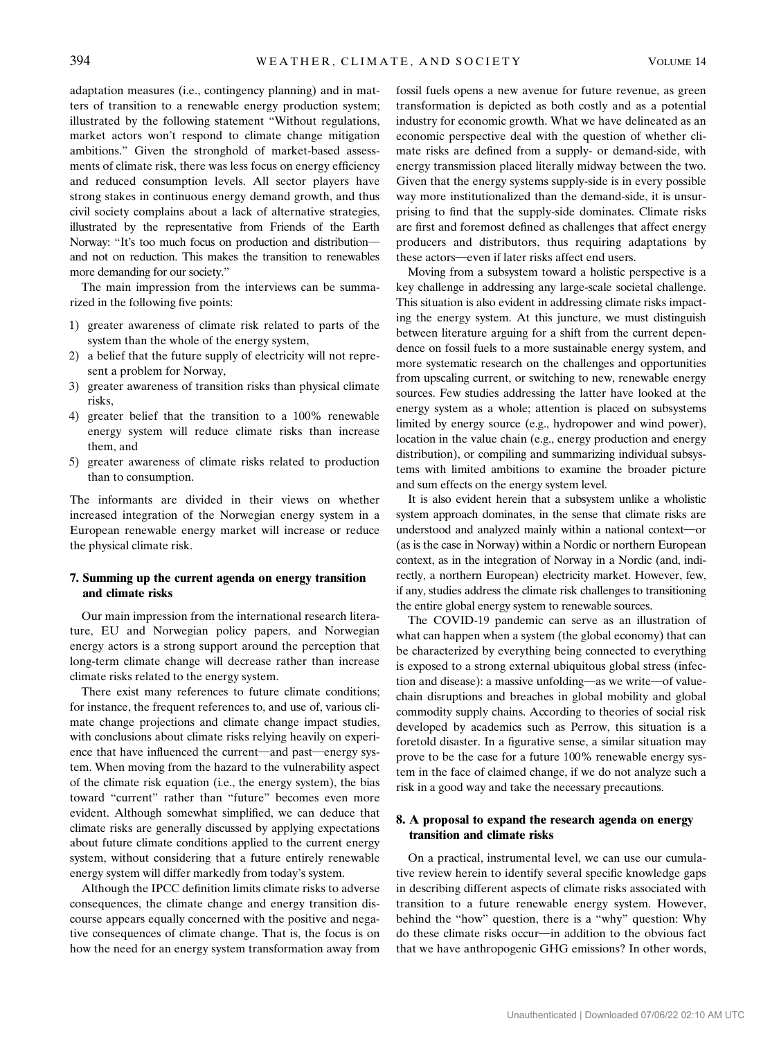adaptation measures (i.e., contingency planning) and in matters of transition to a renewable energy production system; illustrated by the following statement "Without regulations, market actors won't respond to climate change mitigation ambitions." Given the stronghold of market-based assessments of climate risk, there was less focus on energy efficiency and reduced consumption levels. All sector players have strong stakes in continuous energy demand growth, and thus civil society complains about a lack of alternative strategies, illustrated by the representative from Friends of the Earth Norway: "It's too much focus on production and distribution—and not on reduction. This makes the transition to renewables more demanding for our society."

The main impression from the interviews can be summarized in the following five points:

1) greater awareness of climate risk related to parts of the system than the whole of the energy system,
2) a belief that the future supply of electricity will not represent a problem for Norway,
3) greater awareness of transition risks than physical climate risks,
4) greater belief that the transition to a 100% renewable energy system will reduce climate risks than increase them, and
5) greater awareness of climate risks related to production than to consumption.

The informants are divided in their views on whether increased integration of the Norwegian energy system in a European renewable energy market will increase or reduce the physical climate risk.

## 7. Summing up the current agenda on energy transition and climate risks

Our main impression from the international research literature, EU and Norwegian policy papers, and Norwegian energy actors is a strong support around the perception that long-term climate change will decrease rather than increase climate risks related to the energy system.

There exist many references to future climate conditions; for instance, the frequent references to, and use of, various climate change projections and climate change impact studies, with conclusions about climate risks relying heavily on experience that have influenced the current—and past—energy system. When moving from the hazard to the vulnerability aspect of the climate risk equation (i.e., the energy system), the bias toward "current" rather than "future" becomes even more evident. Although somewhat simplified, we can deduce that climate risks are generally discussed by applying expectations about future climate conditions applied to the current energy system, without considering that a future entirely renewable energy system will differ markedly from today's system.

Although the IPCC definition limits climate risks to adverse consequences, the climate change and energy transition discourse appears equally concerned with the positive and negative consequences of climate change. That is, the focus is on how the need for an energy system transformation away from fossil fuels opens a new avenue for future revenue, as green transformation is depicted as both costly and as a potential industry for economic growth. What we have delineated as an economic perspective deal with the question of whether climate risks are defined from a supply- or demand-side, with energy transmission placed literally midway between the two. Given that the energy systems supply-side is in every possible way more institutionalized than the demand-side, it is unsurprising to find that the supply-side dominates. Climate risks are first and foremost defined as challenges that affect energy producers and distributors, thus requiring adaptations by these actors—even if later risks affect end users.

Moving from a subsystem toward a holistic perspective is a key challenge in addressing any large-scale societal challenge. This situation is also evident in addressing climate risks impacting the energy system. At this juncture, we must distinguish between literature arguing for a shift from the current dependence on fossil fuels to a more sustainable energy system, and more systematic research on the challenges and opportunities from upscaling current, or switching to new, renewable energy sources. Few studies addressing the latter have looked at the energy system as a whole; attention is placed on subsystems limited by energy source (e.g., hydropower and wind power), location in the value chain (e.g., energy production and energy distribution), or compiling and summarizing individual subsystems with limited ambitions to examine the broader picture and sum effects on the energy system level.

It is also evident herein that a subsystem unlike a wholistic system approach dominates, in the sense that climate risks are understood and analyzed mainly within a national context—or (as is the case in Norway) within a Nordic or northern European context, as in the integration of Norway in a Nordic (and, indirectly, a northern European) electricity market. However, few, if any, studies address the climate risk challenges to transitioning the entire global energy system to renewable sources.

The COVID-19 pandemic can serve as an illustration of what can happen when a system (the global economy) that can be characterized by everything being connected to everything is exposed to a strong external ubiquitous global stress (infection and disease): a massive unfolding—as we write—of value-chain disruptions and breaches in global mobility and global commodity supply chains. According to theories of social risk developed by academics such as Perrow, this situation is a foretold disaster. In a figurative sense, a similar situation may prove to be the case for a future 100% renewable energy system in the face of claimed change, if we do not analyze such a risk in a good way and take the necessary precautions.

## 8. A proposal to expand the research agenda on energy transition and climate risks

On a practical, instrumental level, we can use our cumulative review herein to identify several specific knowledge gaps in describing different aspects of climate risks associated with transition to a future renewable energy system. However, behind the "how" question, there is a "why" question: Why do these climate risks occur—in addition to the obvious fact that we have anthropogenic GHG emissions? In other words,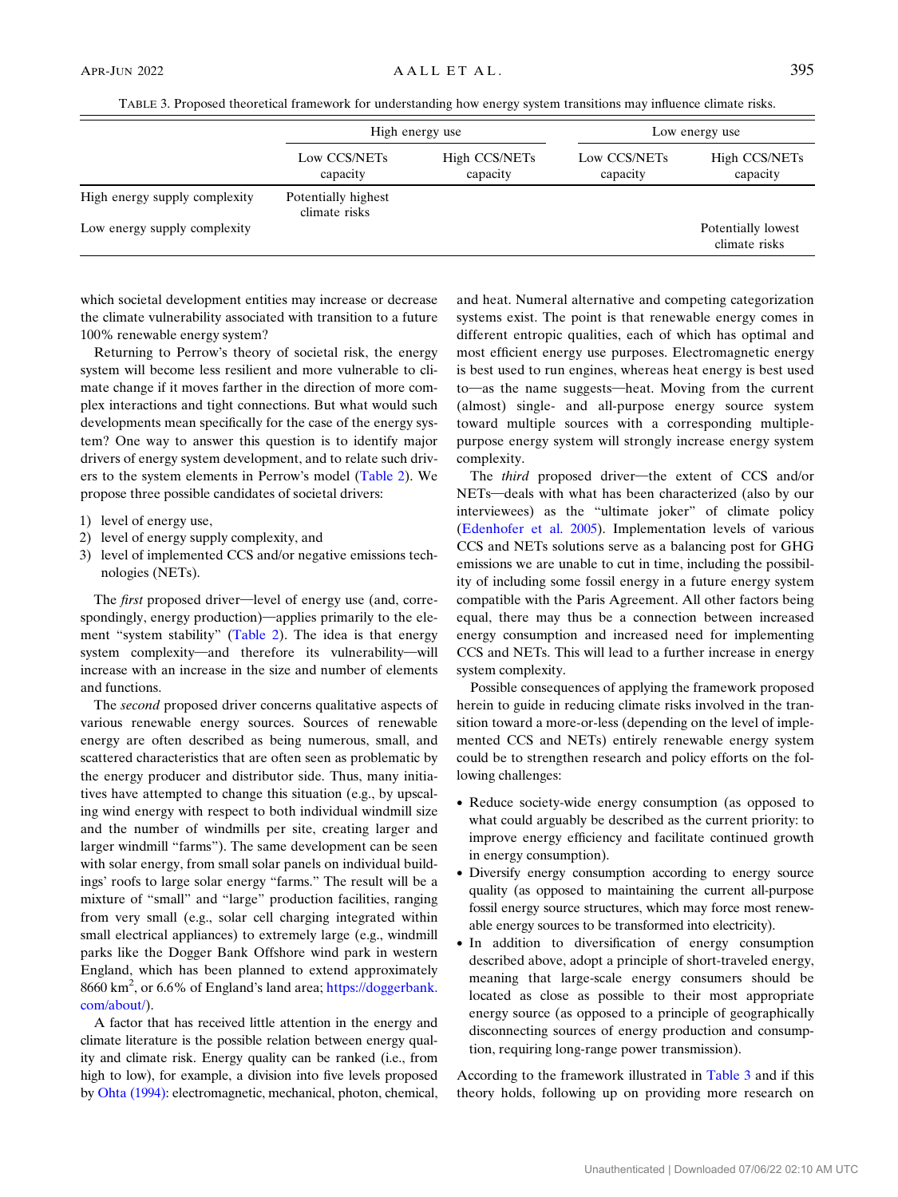TABLE 3. Proposed theoretical framework for understanding how energy system transitions may influence climate risks.

| | High energy use | | Low energy use | |
|---|---|---|---|---|
| | Low CCS/NETs capacity | High CCS/NETs capacity | Low CCS/NETs capacity | High CCS/NETs capacity |
| High energy supply complexity | Potentially highest climate risks | | | |
| Low energy supply complexity | | | | Potentially lowest climate risks |

which societal development entities may increase or decrease the climate vulnerability associated with transition to a future 100% renewable energy system?

Returning to Perrow's theory of societal risk, the energy system will become less resilient and more vulnerable to climate change if it moves farther in the direction of more complex interactions and tight connections. But what would such developments mean specifically for the case of the energy system? One way to answer this question is to identify major drivers of energy system development, and to relate such drivers to the system elements in Perrow's model (Table 2). We propose three possible candidates of societal drivers:

1) level of energy use,
2) level of energy supply complexity, and
3) level of implemented CCS and/or negative emissions technologies (NETs).

The *first* proposed driver—level of energy use (and, correspondingly, energy production)—applies primarily to the element "system stability" (Table 2). The idea is that energy system complexity—and therefore its vulnerability—will increase with an increase in the size and number of elements and functions.

The *second* proposed driver concerns qualitative aspects of various renewable energy sources. Sources of renewable energy are often described as being numerous, small, and scattered characteristics that are often seen as problematic by the energy producer and distributor side. Thus, many initiatives have attempted to change this situation (e.g., by upscaling wind energy with respect to both individual windmill size and the number of windmills per site, creating larger and larger windmill "farms"). The same development can be seen with solar energy, from small solar panels on individual buildings' roofs to large solar energy "farms." The result will be a mixture of "small" and "large" production facilities, ranging from very small (e.g., solar cell charging integrated within small electrical appliances) to extremely large (e.g., windmill parks like the Dogger Bank Offshore wind park in western England, which has been planned to extend approximately 8660 $km^2$, or 6.6% of England's land area; https://doggerbank.com/about/).

A factor that has received little attention in the energy and climate literature is the possible relation between energy quality and climate risk. Energy quality can be ranked (i.e., from high to low), for example, a division into five levels proposed by Ohta (1994): electromagnetic, mechanical, photon, chemical, and heat. Numeral alternative and competing categorization systems exist. The point is that renewable energy comes in different entropic qualities, each of which has optimal and most efficient energy use purposes. Electromagnetic energy is best used to run engines, whereas heat energy is best used to—as the name suggests—heat. Moving from the current (almost) single- and all-purpose energy source system toward multiple sources with a corresponding multiple-purpose energy system will strongly increase energy system complexity.

The *third* proposed driver—the extent of CCS and/or NETs—deals with what has been characterized (also by our interviewees) as the "ultimate joker" of climate policy (Edenhofer et al. 2005). Implementation levels of various CCS and NETs solutions serve as a balancing post for GHG emissions we are unable to cut in time, including the possibility of including some fossil energy in a future energy system compatible with the Paris Agreement. All other factors being equal, there may thus be a connection between increased energy consumption and increased need for implementing CCS and NETs. This will lead to a further increase in energy system complexity.

Possible consequences of applying the framework proposed herein to guide in reducing climate risks involved in the transition toward a more-or-less (depending on the level of implemented CCS and NETs) entirely renewable energy system could be to strengthen research and policy efforts on the following challenges:

- Reduce society-wide energy consumption (as opposed to what could arguably be described as the current priority: to improve energy efficiency and facilitate continued growth in energy consumption).
- Diversify energy consumption according to energy source quality (as opposed to maintaining the current all-purpose fossil energy source structures, which may force most renewable energy sources to be transformed into electricity).
- In addition to diversification of energy consumption described above, adopt a principle of short-traveled energy, meaning that large-scale energy consumers should be located as close as possible to their most appropriate energy source (as opposed to a principle of geographically disconnecting sources of energy production and consumption, requiring long-range power transmission).

According to the framework illustrated in Table 3 and if this theory holds, following up on providing more research on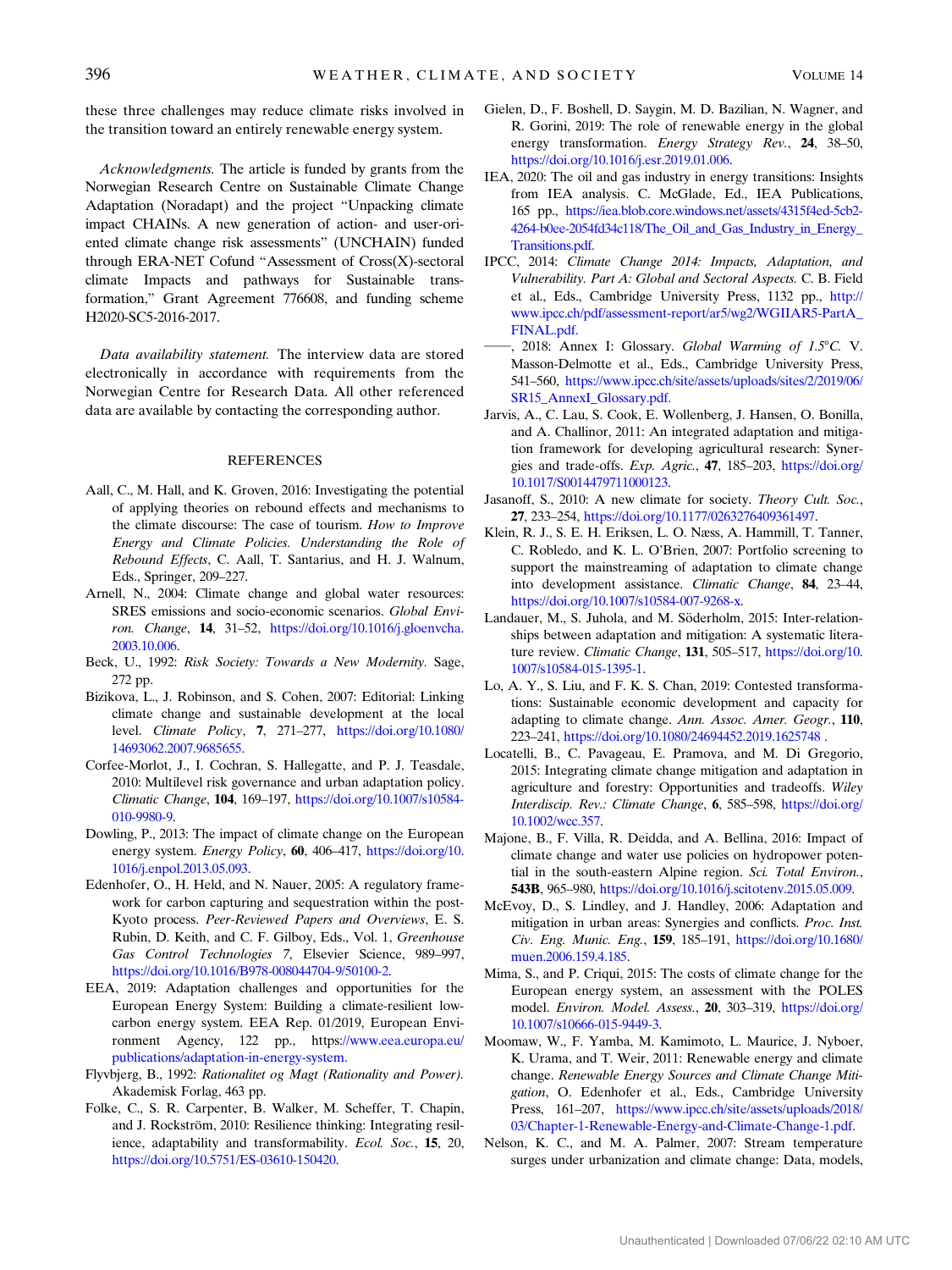these three challenges may reduce climate risks involved in the transition toward an entirely renewable energy system.

*Acknowledgments.* The article is funded by grants from the Norwegian Research Centre on Sustainable Climate Change Adaptation (Noradapt) and the project "Unpacking climate impact CHAINs. A new generation of action- and user-oriented climate change risk assessments" (UNCHAIN) funded through ERA-NET Cofund "Assessment of Cross(X)-sectoral climate Impacts and pathways for Sustainable transformation," Grant Agreement 776608, and funding scheme H2020-SC5-2016-2017.

*Data availability statement.* The interview data are stored electronically in accordance with requirements from the Norwegian Centre for Research Data. All other referenced data are available by contacting the corresponding author.

## REFERENCES

Aall, C., M. Hall, and K. Groven, 2016: Investigating the potential of applying theories on rebound effects and mechanisms to the climate discourse: The case of tourism. *How to Improve Energy and Climate Policies. Understanding the Role of Rebound Effects*, C. Aall, T. Santarius, and H. J. Walnum, Eds., Springer, 209–227.

Arnell, N., 2004: Climate change and global water resources: SRES emissions and socio-economic scenarios. *Global Environ. Change*, **14**, 31–52, https://doi.org/10.1016/j.gloenvcha.2003.10.006.

Beck, U., 1992: *Risk Society: Towards a New Modernity*. Sage, 272 pp.

Bizikova, L., J. Robinson, and S. Cohen, 2007: Editorial: Linking climate change and sustainable development at the local level. *Climate Policy*, **7**, 271–277, https://doi.org/10.1080/14693062.2007.9685655.

Corfee-Morlot, J., I. Cochran, S. Hallegatte, and P. J. Teasdale, 2010: Multilevel risk governance and urban adaptation policy. *Climatic Change*, **104**, 169–197, https://doi.org/10.1007/s10584-010-9980-9.

Dowling, P., 2013: The impact of climate change on the European energy system. *Energy Policy*, **60**, 406–417, https://doi.org/10.1016/j.enpol.2013.05.093.

Edenhofer, O., H. Held, and N. Nauer, 2005: A regulatory framework for carbon capturing and sequestration within the post-Kyoto process. *Peer-Reviewed Papers and Overviews*, E. S. Rubin, D. Keith, and C. F. Gilboy, Eds., Vol. 1, *Greenhouse Gas Control Technologies 7*, Elsevier Science, 989–997, https://doi.org/10.1016/B978-008044704-9/50100-2.

EEA, 2019: Adaptation challenges and opportunities for the European Energy System: Building a climate-resilient low-carbon energy system. EEA Rep. 01/2019, European Environment Agency, 122 pp., https://www.eea.europa.eu/publications/adaptation-in-energy-system.

Flyvbjerg, B., 1992: *Rationalitet og Magt (Rationality and Power)*. Akademisk Forlag, 463 pp.

Folke, C., S. R. Carpenter, B. Walker, M. Scheffer, T. Chapin, and J. Rockström, 2010: Resilience thinking: Integrating resilience, adaptability and transformability. *Ecol. Soc.*, **15**, 20, https://doi.org/10.5751/ES-03610-150420.

Gielen, D., F. Boshell, D. Saygin, M. D. Bazilian, N. Wagner, and R. Gorini, 2019: The role of renewable energy in the global energy transformation. *Energy Strategy Rev.*, **24**, 38–50, https://doi.org/10.1016/j.esr.2019.01.006.

IEA, 2020: The oil and gas industry in energy transitions: Insights from IEA analysis. C. McGlade, Ed., IEA Publications, 165 pp., https://iea.blob.core.windows.net/assets/4315f4ed-5cb2-4264-b0ee-2054fd34c118/The_Oil_and_Gas_Industry_in_Energy_Transitions.pdf.

IPCC, 2014: *Climate Change 2014: Impacts, Adaptation, and Vulnerability. Part A: Global and Sectoral Aspects.* C. B. Field et al., Eds., Cambridge University Press, 1132 pp., http://www.ipcc.ch/pdf/assessment-report/ar5/wg2/WGIIAR5-PartA_FINAL.pdf.

——, 2018: Annex I: Glossary. *Global Warming of 1.5°C.* V. Masson-Delmotte et al., Eds., Cambridge University Press, 541–560, https://www.ipcc.ch/site/assets/uploads/sites/2/2019/06/SR15_AnnexI_Glossary.pdf.

Jarvis, A., C. Lau, S. Cook, E. Wollenberg, J. Hansen, O. Bonilla, and A. Challinor, 2011: An integrated adaptation and mitigation framework for developing agricultural research: Synergies and trade-offs. *Exp. Agric.*, **47**, 185–203, https://doi.org/10.1017/S0014479711000123.

Jasanoff, S., 2010: A new climate for society. *Theory Cult. Soc.*, **27**, 233–254, https://doi.org/10.1177/0263276409361497.

Klein, R. J., S. E. H. Eriksen, L. O. Næss, A. Hammill, T. Tanner, C. Robledo, and K. L. O'Brien, 2007: Portfolio screening to support the mainstreaming of adaptation to climate change into development assistance. *Climatic Change*, **84**, 23–44, https://doi.org/10.1007/s10584-007-9268-x.

Landauer, M., S. Juhola, and M. Söderholm, 2015: Inter-relationships between adaptation and mitigation: A systematic literature review. *Climatic Change*, **131**, 505–517, https://doi.org/10.1007/s10584-015-1395-1.

Lo, A. Y., S. Liu, and F. K. S. Chan, 2019: Contested transformations: Sustainable economic development and capacity for adapting to climate change. *Ann. Assoc. Amer. Geogr.*, **110**, 223–241, https://doi.org/10.1080/24694452.2019.1625748 .

Locatelli, B., C. Pavageau, E. Pramova, and M. Di Gregorio, 2015: Integrating climate change mitigation and adaptation in agriculture and forestry: Opportunities and tradeoffs. *Wiley Interdiscip. Rev.: Climate Change*, **6**, 585–598, https://doi.org/10.1002/wcc.357.

Majone, B., F. Villa, R. Deidda, and A. Bellina, 2016: Impact of climate change and water use policies on hydropower potential in the south-eastern Alpine region. *Sci. Total Environ.*, **543B**, 965–980, https://doi.org/10.1016/j.scitotenv.2015.05.009.

McEvoy, D., S. Lindley, and J. Handley, 2006: Adaptation and mitigation in urban areas: Synergies and conflicts. *Proc. Inst. Civ. Eng. Munic. Eng.*, **159**, 185–191, https://doi.org/10.1680/muen.2006.159.4.185.

Mima, S., and P. Criqui, 2015: The costs of climate change for the European energy system, an assessment with the POLES model. *Environ. Model. Assess.*, **20**, 303–319, https://doi.org/10.1007/s10666-015-9449-3.

Moomaw, W., F. Yamba, M. Kamimoto, L. Maurice, J. Nyboer, K. Urama, and T. Weir, 2011: Renewable energy and climate change. *Renewable Energy Sources and Climate Change Mitigation*, O. Edenhofer et al., Eds., Cambridge University Press, 161–207, https://www.ipcc.ch/site/assets/uploads/2018/03/Chapter-1-Renewable-Energy-and-Climate-Change-1.pdf.

Nelson, K. C., and M. A. Palmer, 2007: Stream temperature surges under urbanization and climate change: Data, models,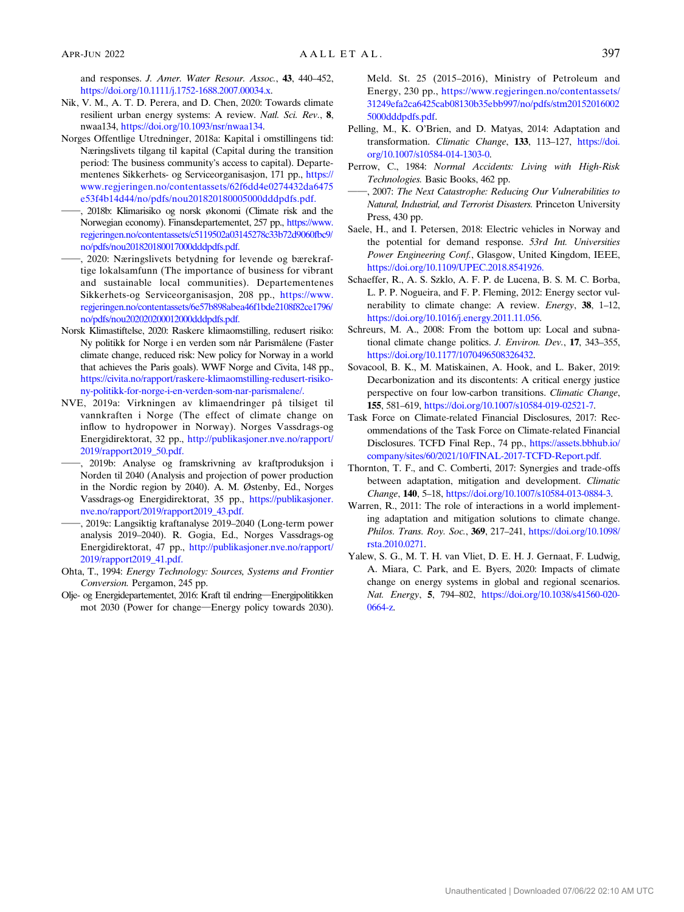and responses. *J. Amer. Water Resour. Assoc.*, **43**, 440–452, https://doi.org/10.1111/j.1752-1688.2007.00034.x.

Nik, V. M., A. T. D. Perera, and D. Chen, 2020: Towards climate resilient urban energy systems: A review. *Natl. Sci. Rev.*, **8**, nwaa134, https://doi.org/10.1093/nsr/nwaa134.

Norges Offentlige Utredninger, 2018a: Kapital i omstillingens tid: Næringslivets tilgang til kapital (Capital during the transition period: The business community's access to capital). Departementenes Sikkerhets- og Serviceorganisasjon, 171 pp., https://www.regjeringen.no/contentassets/62f6dd4e0274432da6475e53f4b14d44/no/pdfs/nou201820180005000dddpdfs.pdf.

——, 2018b: Klimarisiko og norsk økonomi (Climate risk and the Norwegian economy). Finansdepartementet, 257 pp., https://www.regjeringen.no/contentassets/c5119502a03145278c33b72d9060fbc9/no/pdfs/nou201820180017000dddpdfs.pdf.

——, 2020: Næringslivets betydning for levende og bærekraftige lokalsamfunn (The importance of business for vibrant and sustainable local communities). Departementenes Sikkerhets-og Serviceorganisasjon, 208 pp., https://www.regjeringen.no/contentassets/6e57b898abea46f1bde2108f82ce1796/no/pdfs/nou202020200012000dddpdfs.pdf.

Norsk Klimastiftelse, 2020: Raskere klimaomstilling, redusert risiko: Ny politikk for Norge i en verden som når Parismålene (Faster climate change, reduced risk: New policy for Norway in a world that achieves the Paris goals). WWF Norge and Civita, 148 pp., https://civita.no/rapport/raskere-klimaomstilling-redusert-risiko-ny-politikk-for-norge-i-en-verden-som-nar-parismalene/.

NVE, 2019a: Virkningen av klimaendringer på tilsiget til vannkraften i Norge (The effect of climate change on inflow to hydropower in Norway). Norges Vassdrags-og Energidirektorat, 32 pp., http://publikasjoner.nve.no/rapport/2019/rapport2019_50.pdf.

——, 2019b: Analyse og framskrivning av kraftproduksjon i Norden til 2040 (Analysis and projection of power production in the Nordic region by 2040). A. M. Østenby, Ed., Norges Vassdrags-og Energidirektorat, 35 pp., https://publikasjoner.nve.no/rapport/2019/rapport2019_43.pdf.

——, 2019c: Langsiktig kraftanalyse 2019–2040 (Long-term power analysis 2019–2040). R. Gogia, Ed., Norges Vassdrags-og Energidirektorat, 47 pp., http://publikasjoner.nve.no/rapport/2019/rapport2019_41.pdf.

Ohta, T., 1994: *Energy Technology: Sources, Systems and Frontier Conversion.* Pergamon, 245 pp.

Olje- og Energidepartementet, 2016: Kraft til endring—Energipolitikken mot 2030 (Power for change—Energy policy towards 2030). Meld. St. 25 (2015–2016), Ministry of Petroleum and Energy, 230 pp., https://www.regjeringen.no/contentassets/31249efa2ca6425cab08130b35ebb997/no/pdfs/stm201520160025000dddpdfs.pdf.

Pelling, M., K. O'Brien, and D. Matyas, 2014: Adaptation and transformation. *Climatic Change*, **133**, 113–127, https://doi.org/10.1007/s10584-014-1303-0.

Perrow, C., 1984: *Normal Accidents: Living with High-Risk Technologies.* Basic Books, 462 pp.

——, 2007: *The Next Catastrophe: Reducing Our Vulnerabilities to Natural, Industrial, and Terrorist Disasters.* Princeton University Press, 430 pp.

Saele, H., and I. Petersen, 2018: Electric vehicles in Norway and the potential for demand response. *53rd Int. Universities Power Engineering Conf.*, Glasgow, United Kingdom, IEEE, https://doi.org/10.1109/UPEC.2018.8541926.

Schaeffer, R., A. S. Szklo, A. F. P. de Lucena, B. S. M. C. Borba, L. P. P. Nogueira, and F. P. Fleming, 2012: Energy sector vulnerability to climate change: A review. *Energy*, **38**, 1–12, https://doi.org/10.1016/j.energy.2011.11.056.

Schreurs, M. A., 2008: From the bottom up: Local and subnational climate change politics. *J. Environ. Dev.*, **17**, 343–355, https://doi.org/10.1177/1070496508326432.

Sovacool, B. K., M. Matiskainen, A. Hook, and L. Baker, 2019: Decarbonization and its discontents: A critical energy justice perspective on four low-carbon transitions. *Climatic Change*, **155**, 581–619, https://doi.org/10.1007/s10584-019-02521-7.

Task Force on Climate-related Financial Disclosures, 2017: Recommendations of the Task Force on Climate-related Financial Disclosures. TCFD Final Rep., 74 pp., https://assets.bbhub.io/company/sites/60/2021/10/FINAL-2017-TCFD-Report.pdf.

Thornton, T. F., and C. Comberti, 2017: Synergies and trade-offs between adaptation, mitigation and development. *Climatic Change*, **140**, 5–18, https://doi.org/10.1007/s10584-013-0884-3.

Warren, R., 2011: The role of interactions in a world implementing adaptation and mitigation solutions to climate change. *Philos. Trans. Roy. Soc.*, **369**, 217–241, https://doi.org/10.1098/rsta.2010.0271.

Yalew, S. G., M. T. H. van Vliet, D. E. H. J. Gernaat, F. Ludwig, A. Miara, C. Park, and E. Byers, 2020: Impacts of climate change on energy systems in global and regional scenarios. *Nat. Energy*, **5**, 794–802, https://doi.org/10.1038/s41560-020-0664-z.